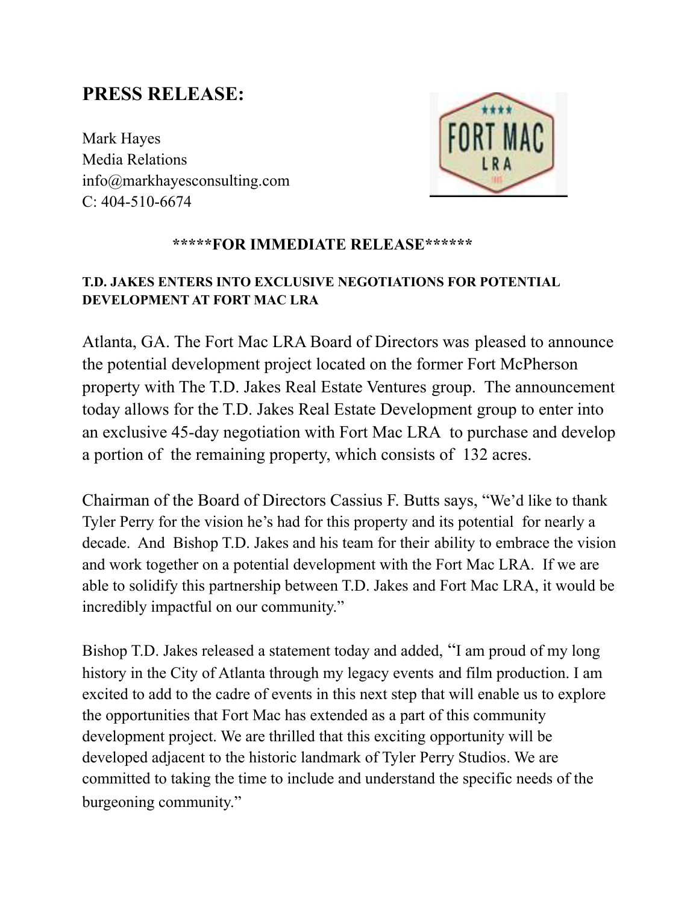# PRESS RELEASE:

Mark Hayes
Media Relations
info@markhayesconsulting.com
C: 404-510-6674

**\*\*\*\*\*FOR IMMEDIATE RELEASE\*\*\*\*\*\***

**T.D. JAKES ENTERS INTO EXCLUSIVE NEGOTIATIONS FOR POTENTIAL DEVELOPMENT AT FORT MAC LRA**

Atlanta, GA. The Fort Mac LRA Board of Directors was pleased to announce the potential development project located on the former Fort McPherson property with The T.D. Jakes Real Estate Ventures group. The announcement today allows for the T.D. Jakes Real Estate Development group to enter into an exclusive 45-day negotiation with Fort Mac LRA to purchase and develop a portion of the remaining property, which consists of 132 acres.

Chairman of the Board of Directors Cassius F. Butts says, "We'd like to thank Tyler Perry for the vision he's had for this property and its potential for nearly a decade. And Bishop T.D. Jakes and his team for their ability to embrace the vision and work together on a potential development with the Fort Mac LRA. If we are able to solidify this partnership between T.D. Jakes and Fort Mac LRA, it would be incredibly impactful on our community."

Bishop T.D. Jakes released a statement today and added, "I am proud of my long history in the City of Atlanta through my legacy events and film production. I am excited to add to the cadre of events in this next step that will enable us to explore the opportunities that Fort Mac has extended as a part of this community development project. We are thrilled that this exciting opportunity will be developed adjacent to the historic landmark of Tyler Perry Studios. We are committed to taking the time to include and understand the specific needs of the burgeoning community."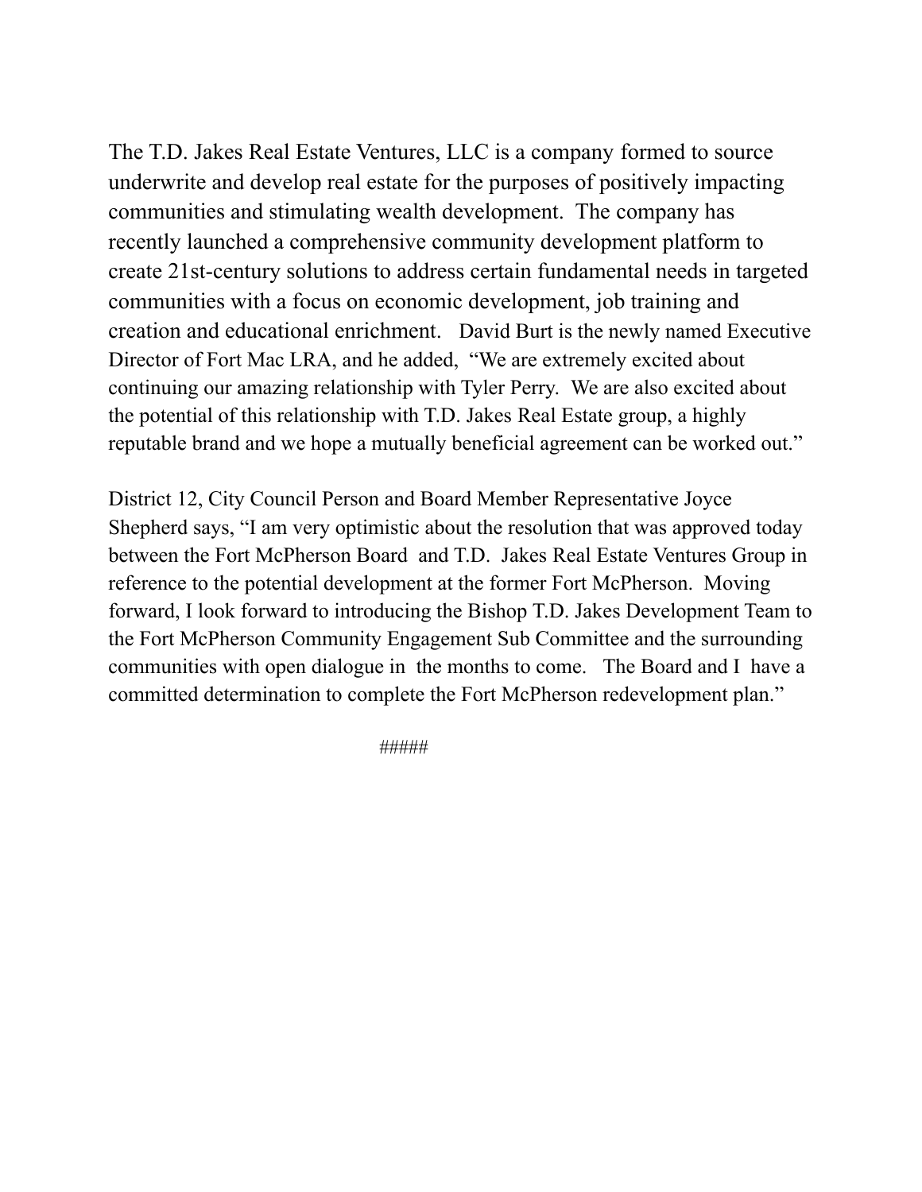The T.D. Jakes Real Estate Ventures, LLC is a company formed to source underwrite and develop real estate for the purposes of positively impacting communities and stimulating wealth development. The company has recently launched a comprehensive community development platform to create 21st-century solutions to address certain fundamental needs in targeted communities with a focus on economic development, job training and creation and educational enrichment. David Burt is the newly named Executive Director of Fort Mac LRA, and he added, "We are extremely excited about continuing our amazing relationship with Tyler Perry. We are also excited about the potential of this relationship with T.D. Jakes Real Estate group, a highly reputable brand and we hope a mutually beneficial agreement can be worked out."

District 12, City Council Person and Board Member Representative Joyce Shepherd says, "I am very optimistic about the resolution that was approved today between the Fort McPherson Board and T.D. Jakes Real Estate Ventures Group in reference to the potential development at the former Fort McPherson. Moving forward, I look forward to introducing the Bishop T.D. Jakes Development Team to the Fort McPherson Community Engagement Sub Committee and the surrounding communities with open dialogue in the months to come. The Board and I have a committed determination to complete the Fort McPherson redevelopment plan."

#####